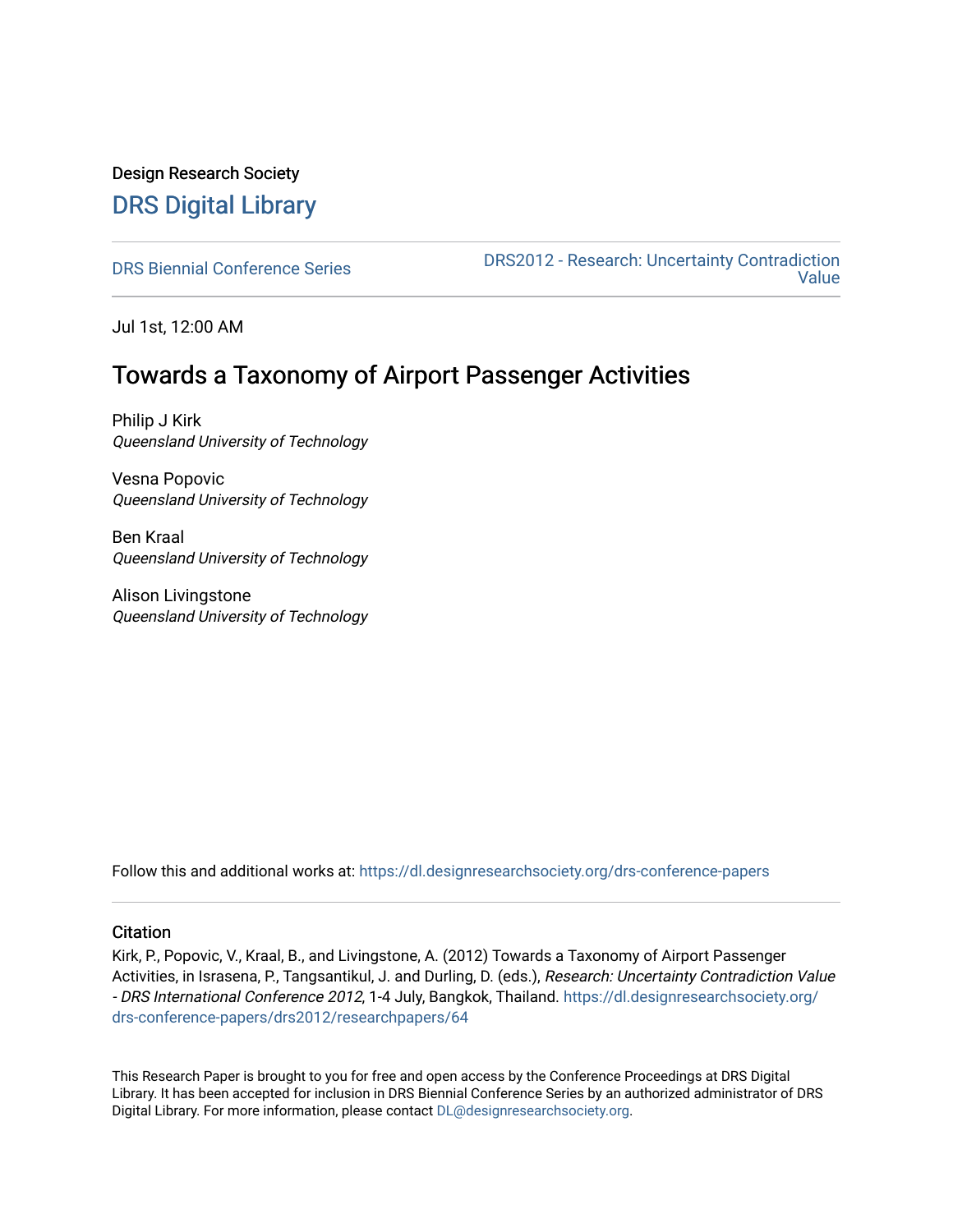Design Research Society

# DRS Digital Library

DRS Biennial Conference Series

DRS2012 - Research: Uncertainty Contradiction Value

Jul 1st, 12:00 AM

## Towards a Taxonomy of Airport Passenger Activities

Philip J Kirk
*Queensland University of Technology*

Vesna Popovic
*Queensland University of Technology*

Ben Kraal
*Queensland University of Technology*

Alison Livingstone
*Queensland University of Technology*

Follow this and additional works at: https://dl.designresearchsociety.org/drs-conference-papers

### Citation

Kirk, P., Popovic, V., Kraal, B., and Livingstone, A. (2012) Towards a Taxonomy of Airport Passenger Activities, in Israsena, P., Tangsantikul, J. and Durling, D. (eds.), *Research: Uncertainty Contradiction Value - DRS International Conference 2012*, 1-4 July, Bangkok, Thailand. https://dl.designresearchsociety.org/drs-conference-papers/drs2012/researchpapers/64

This Research Paper is brought to you for free and open access by the Conference Proceedings at DRS Digital Library. It has been accepted for inclusion in DRS Biennial Conference Series by an authorized administrator of DRS Digital Library. For more information, please contact DL@designresearchsociety.org.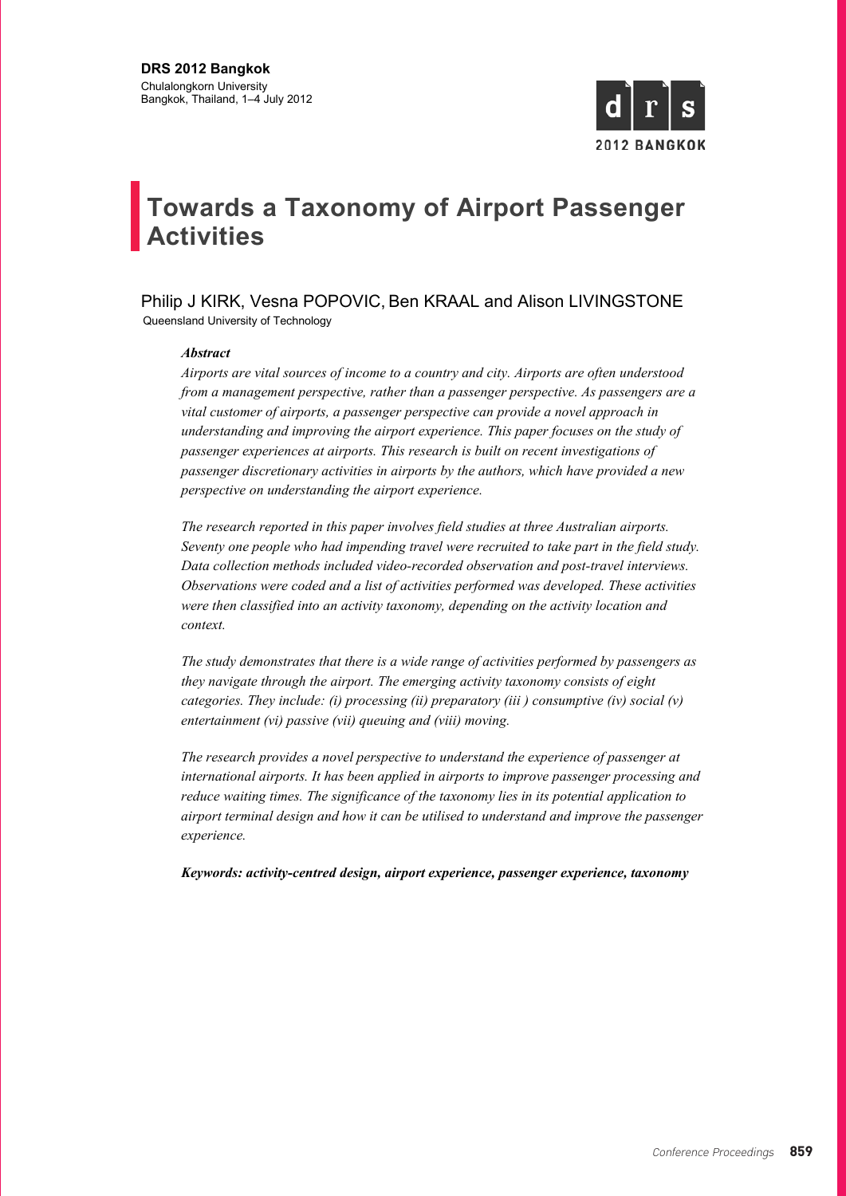**DRS 2012 Bangkok**
Chulalongkorn University
Bangkok, Thailand, 1–4 July 2012

# Towards a Taxonomy of Airport Passenger Activities

Philip J KIRK, Vesna POPOVIC, Ben KRAAL and Alison LIVINGSTONE
Queensland University of Technology

***Abstract***

*Airports are vital sources of income to a country and city. Airports are often understood from a management perspective, rather than a passenger perspective. As passengers are a vital customer of airports, a passenger perspective can provide a novel approach in understanding and improving the airport experience. This paper focuses on the study of passenger experiences at airports. This research is built on recent investigations of passenger discretionary activities in airports by the authors, which have provided a new perspective on understanding the airport experience.*

*The research reported in this paper involves field studies at three Australian airports. Seventy one people who had impending travel were recruited to take part in the field study. Data collection methods included video-recorded observation and post-travel interviews. Observations were coded and a list of activities performed was developed. These activities were then classified into an activity taxonomy, depending on the activity location and context.*

*The study demonstrates that there is a wide range of activities performed by passengers as they navigate through the airport. The emerging activity taxonomy consists of eight categories. They include: (i) processing (ii) preparatory (iii ) consumptive (iv) social (v) entertainment (vi) passive (vii) queuing and (viii) moving.*

*The research provides a novel perspective to understand the experience of passenger at international airports. It has been applied in airports to improve passenger processing and reduce waiting times. The significance of the taxonomy lies in its potential application to airport terminal design and how it can be utilised to understand and improve the passenger experience.*

***Keywords: activity-centred design, airport experience, passenger experience, taxonomy***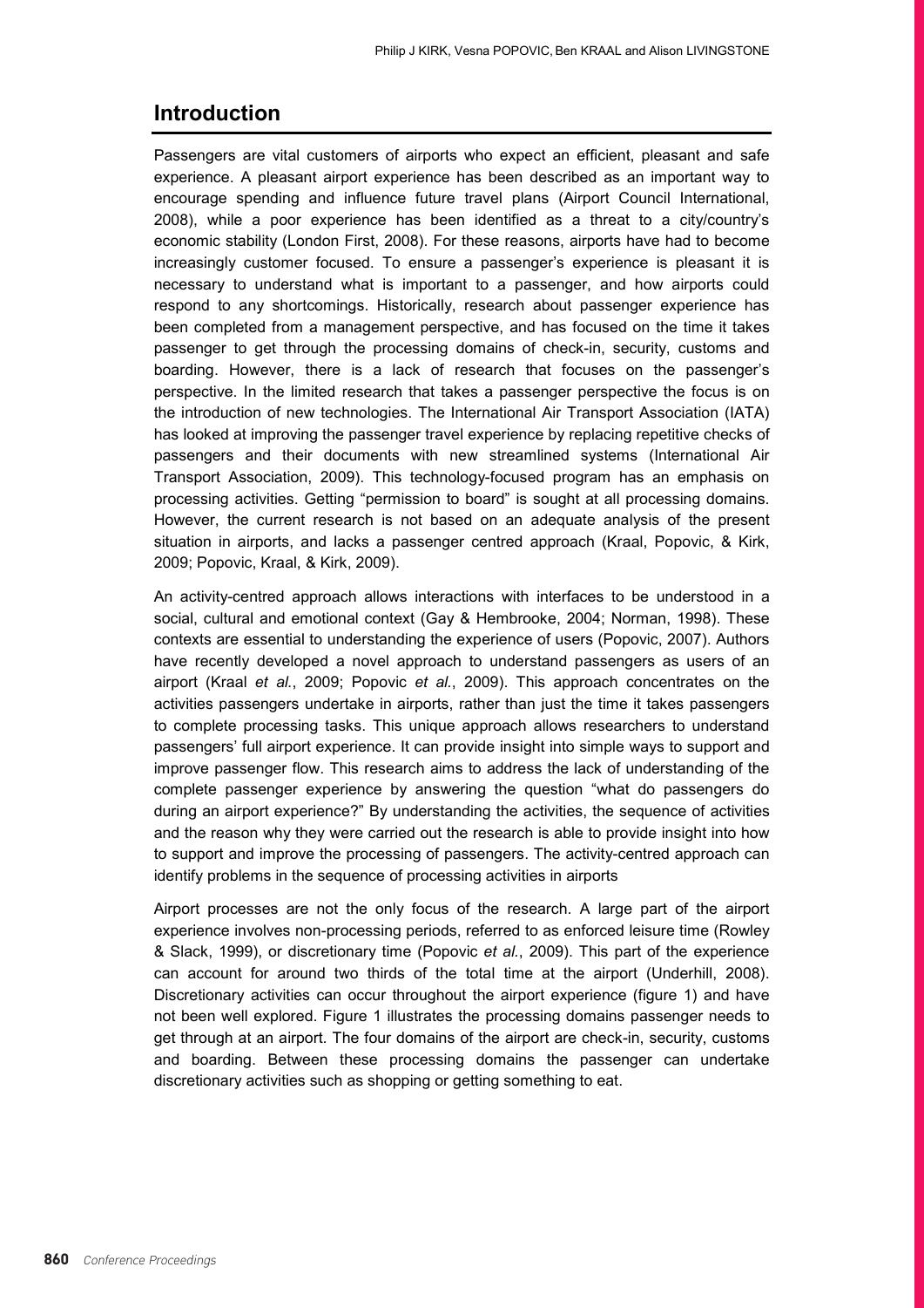## Introduction

Passengers are vital customers of airports who expect an efficient, pleasant and safe experience. A pleasant airport experience has been described as an important way to encourage spending and influence future travel plans (Airport Council International, 2008), while a poor experience has been identified as a threat to a city/country's economic stability (London First, 2008). For these reasons, airports have had to become increasingly customer focused. To ensure a passenger's experience is pleasant it is necessary to understand what is important to a passenger, and how airports could respond to any shortcomings. Historically, research about passenger experience has been completed from a management perspective, and has focused on the time it takes passenger to get through the processing domains of check-in, security, customs and boarding. However, there is a lack of research that focuses on the passenger's perspective. In the limited research that takes a passenger perspective the focus is on the introduction of new technologies. The International Air Transport Association (IATA) has looked at improving the passenger travel experience by replacing repetitive checks of passengers and their documents with new streamlined systems (International Air Transport Association, 2009). This technology-focused program has an emphasis on processing activities. Getting "permission to board" is sought at all processing domains. However, the current research is not based on an adequate analysis of the present situation in airports, and lacks a passenger centred approach (Kraal, Popovic, & Kirk, 2009; Popovic, Kraal, & Kirk, 2009).

An activity-centred approach allows interactions with interfaces to be understood in a social, cultural and emotional context (Gay & Hembrooke, 2004; Norman, 1998). These contexts are essential to understanding the experience of users (Popovic, 2007). Authors have recently developed a novel approach to understand passengers as users of an airport (Kraal *et al.*, 2009; Popovic *et al.*, 2009). This approach concentrates on the activities passengers undertake in airports, rather than just the time it takes passengers to complete processing tasks. This unique approach allows researchers to understand passengers' full airport experience. It can provide insight into simple ways to support and improve passenger flow. This research aims to address the lack of understanding of the complete passenger experience by answering the question "what do passengers do during an airport experience?" By understanding the activities, the sequence of activities and the reason why they were carried out the research is able to provide insight into how to support and improve the processing of passengers. The activity-centred approach can identify problems in the sequence of processing activities in airports

Airport processes are not the only focus of the research. A large part of the airport experience involves non-processing periods, referred to as enforced leisure time (Rowley & Slack, 1999), or discretionary time (Popovic *et al.*, 2009). This part of the experience can account for around two thirds of the total time at the airport (Underhill, 2008). Discretionary activities can occur throughout the airport experience (figure 1) and have not been well explored. Figure 1 illustrates the processing domains passenger needs to get through at an airport. The four domains of the airport are check-in, security, customs and boarding. Between these processing domains the passenger can undertake discretionary activities such as shopping or getting something to eat.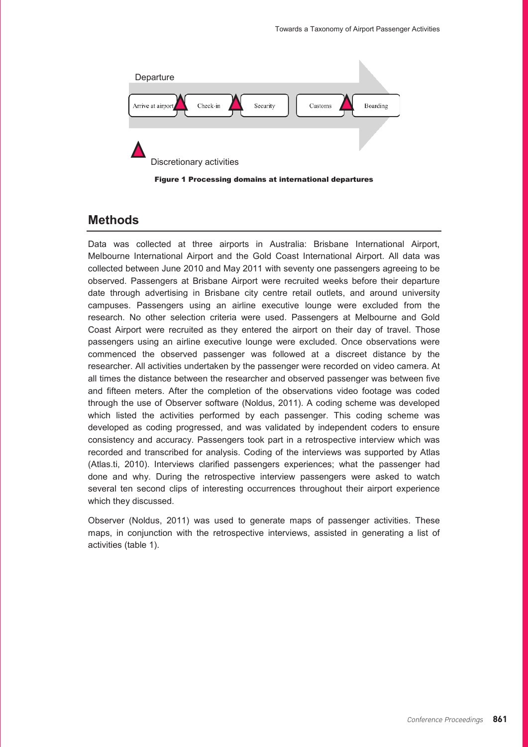Departure

Arrive at airport → Check-in → Security → Customs → Boarding

Discretionary activities

**Figure 1 Processing domains at international departures**

## Methods

Data was collected at three airports in Australia: Brisbane International Airport, Melbourne International Airport and the Gold Coast International Airport. All data was collected between June 2010 and May 2011 with seventy one passengers agreeing to be observed. Passengers at Brisbane Airport were recruited weeks before their departure date through advertising in Brisbane city centre retail outlets, and around university campuses. Passengers using an airline executive lounge were excluded from the research. No other selection criteria were used. Passengers at Melbourne and Gold Coast Airport were recruited as they entered the airport on their day of travel. Those passengers using an airline executive lounge were excluded. Once observations were commenced the observed passenger was followed at a discreet distance by the researcher. All activities undertaken by the passenger were recorded on video camera. At all times the distance between the researcher and observed passenger was between five and fifteen meters. After the completion of the observations video footage was coded through the use of Observer software (Noldus, 2011). A coding scheme was developed which listed the activities performed by each passenger. This coding scheme was developed as coding progressed, and was validated by independent coders to ensure consistency and accuracy. Passengers took part in a retrospective interview which was recorded and transcribed for analysis. Coding of the interviews was supported by Atlas (Atlas.ti, 2010). Interviews clarified passengers experiences; what the passenger had done and why. During the retrospective interview passengers were asked to watch several ten second clips of interesting occurrences throughout their airport experience which they discussed.

Observer (Noldus, 2011) was used to generate maps of passenger activities. These maps, in conjunction with the retrospective interviews, assisted in generating a list of activities (table 1).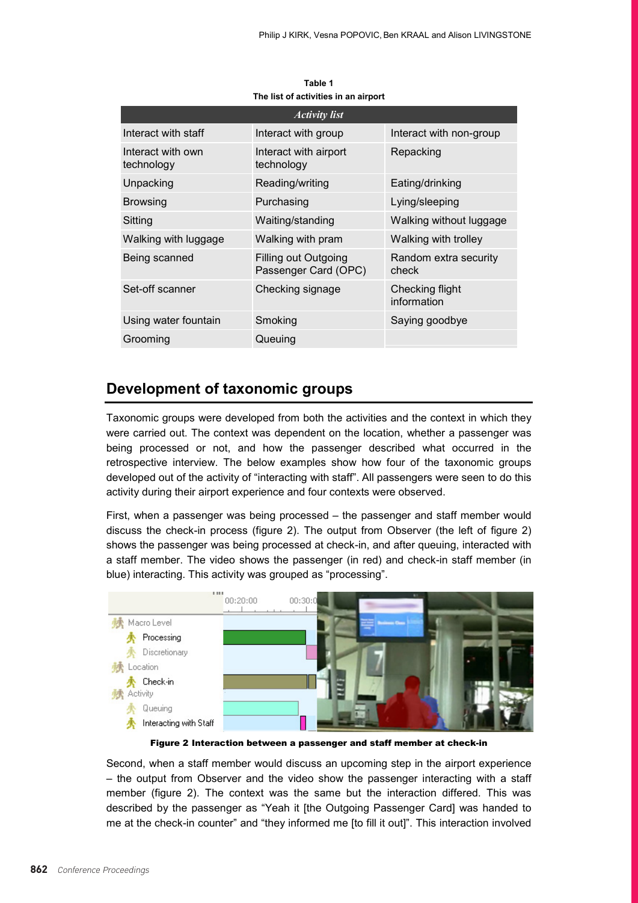**Table 1**
**The list of activities in an airport**

| *Activity list* | | |
|---|---|---|
| Interact with staff | Interact with group | Interact with non-group |
| Interact with own technology | Interact with airport technology | Repacking |
| Unpacking | Reading/writing | Eating/drinking |
| Browsing | Purchasing | Lying/sleeping |
| Sitting | Waiting/standing | Walking without luggage |
| Walking with luggage | Walking with pram | Walking with trolley |
| Being scanned | Filling out Outgoing Passenger Card (OPC) | Random extra security check |
| Set-off scanner | Checking signage | Checking flight information |
| Using water fountain | Smoking | Saying goodbye |
| Grooming | Queuing | |

## Development of taxonomic groups

Taxonomic groups were developed from both the activities and the context in which they were carried out. The context was dependent on the location, whether a passenger was being processed or not, and how the passenger described what occurred in the retrospective interview. The below examples show how four of the taxonomic groups developed out of the activity of "interacting with staff". All passengers were seen to do this activity during their airport experience and four contexts were observed.

First, when a passenger was being processed – the passenger and staff member would discuss the check-in process (figure 2). The output from Observer (the left of figure 2) shows the passenger was being processed at check-in, and after queuing, interacted with a staff member. The video shows the passenger (in red) and check-in staff member (in blue) interacting. This activity was grouped as "processing".

**Figure 2 Interaction between a passenger and staff member at check-in**

Second, when a staff member would discuss an upcoming step in the airport experience – the output from Observer and the video show the passenger interacting with a staff member (figure 2). The context was the same but the interaction differed. This was described by the passenger as "Yeah it [the Outgoing Passenger Card] was handed to me at the check-in counter" and "they informed me [to fill it out]". This interaction involved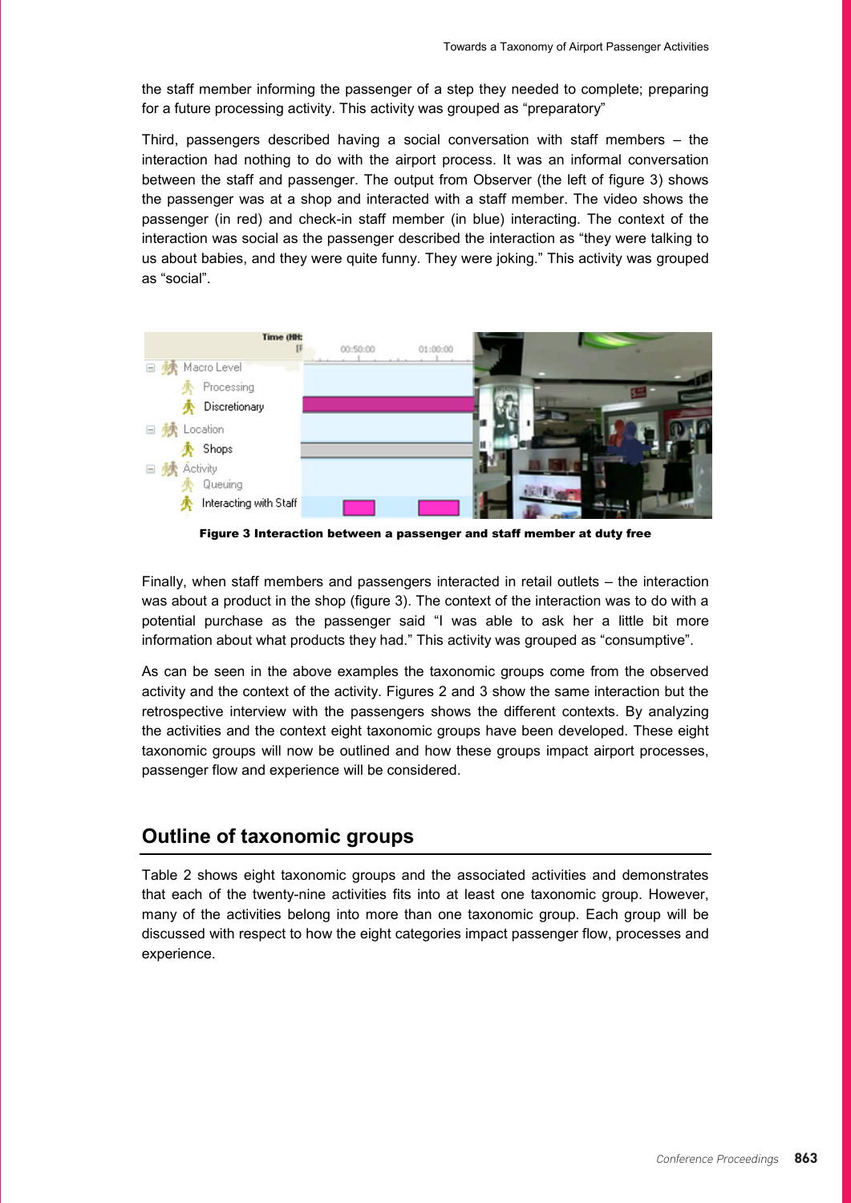the staff member informing the passenger of a step they needed to complete; preparing for a future processing activity. This activity was grouped as “preparatory”

Third, passengers described having a social conversation with staff members – the interaction had nothing to do with the airport process. It was an informal conversation between the staff and passenger. The output from Observer (the left of figure 3) shows the passenger was at a shop and interacted with a staff member. The video shows the passenger (in red) and check-in staff member (in blue) interacting. The context of the interaction was social as the passenger described the interaction as “they were talking to us about babies, and they were quite funny. They were joking.” This activity was grouped as “social”.

**Figure 3 Interaction between a passenger and staff member at duty free**

Finally, when staff members and passengers interacted in retail outlets – the interaction was about a product in the shop (figure 3). The context of the interaction was to do with a potential purchase as the passenger said “I was able to ask her a little bit more information about what products they had.” This activity was grouped as “consumptive”.

As can be seen in the above examples the taxonomic groups come from the observed activity and the context of the activity. Figures 2 and 3 show the same interaction but the retrospective interview with the passengers shows the different contexts. By analyzing the activities and the context eight taxonomic groups have been developed. These eight taxonomic groups will now be outlined and how these groups impact airport processes, passenger flow and experience will be considered.

## Outline of taxonomic groups

Table 2 shows eight taxonomic groups and the associated activities and demonstrates that each of the twenty-nine activities fits into at least one taxonomic group. However, many of the activities belong into more than one taxonomic group. Each group will be discussed with respect to how the eight categories impact passenger flow, processes and experience.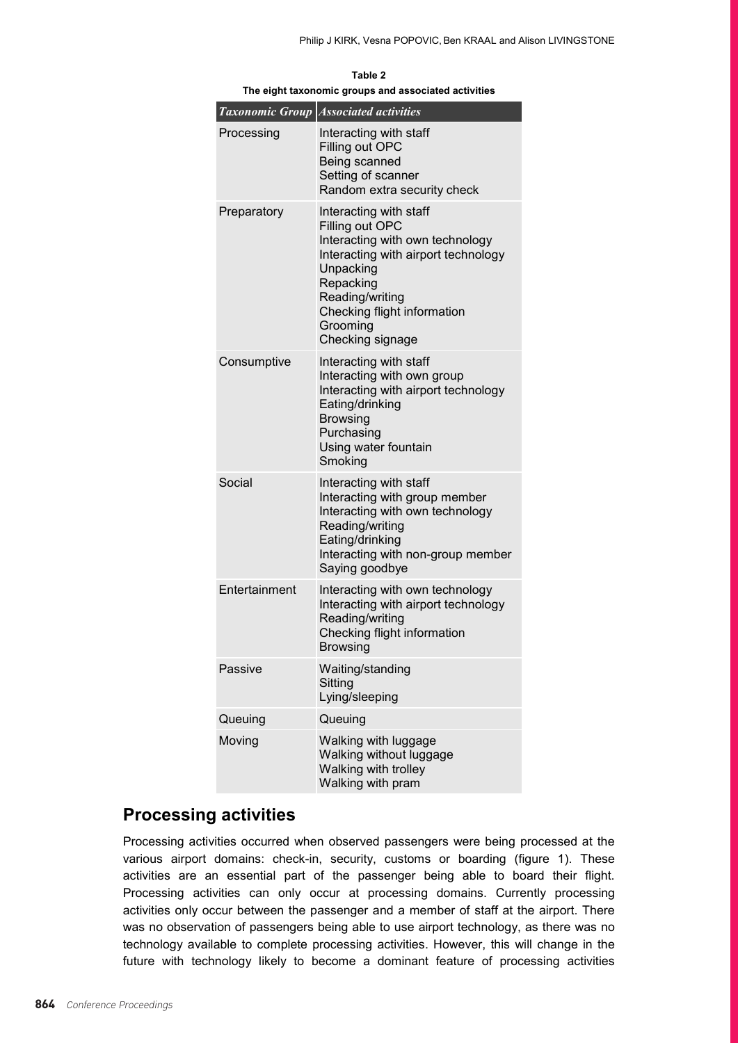**Table 2**
**The eight taxonomic groups and associated activities**

| *Taxonomic Group* | *Associated activities* |
|---|---|
| Processing | Interacting with staff<br>Filling out OPC<br>Being scanned<br>Setting of scanner<br>Random extra security check |
| Preparatory | Interacting with staff<br>Filling out OPC<br>Interacting with own technology<br>Interacting with airport technology<br>Unpacking<br>Repacking<br>Reading/writing<br>Checking flight information<br>Grooming<br>Checking signage |
| Consumptive | Interacting with staff<br>Interacting with own group<br>Interacting with airport technology<br>Eating/drinking<br>Browsing<br>Purchasing<br>Using water fountain<br>Smoking |
| Social | Interacting with staff<br>Interacting with group member<br>Interacting with own technology<br>Reading/writing<br>Eating/drinking<br>Interacting with non-group member<br>Saying goodbye |
| Entertainment | Interacting with own technology<br>Interacting with airport technology<br>Reading/writing<br>Checking flight information<br>Browsing |
| Passive | Waiting/standing<br>Sitting<br>Lying/sleeping |
| Queuing | Queuing |
| Moving | Walking with luggage<br>Walking without luggage<br>Walking with trolley<br>Walking with pram |

## Processing activities

Processing activities occurred when observed passengers were being processed at the various airport domains: check-in, security, customs or boarding (figure 1). These activities are an essential part of the passenger being able to board their flight. Processing activities can only occur at processing domains. Currently processing activities only occur between the passenger and a member of staff at the airport. There was no observation of passengers being able to use airport technology, as there was no technology available to complete processing activities. However, this will change in the future with technology likely to become a dominant feature of processing activities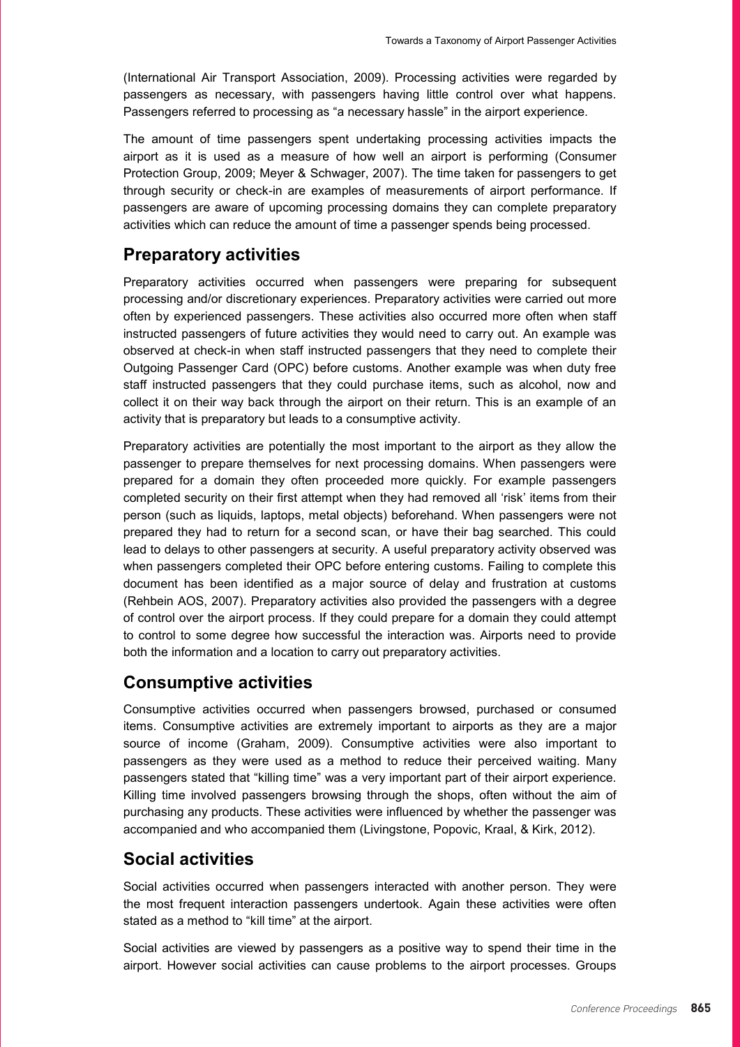(International Air Transport Association, 2009). Processing activities were regarded by passengers as necessary, with passengers having little control over what happens. Passengers referred to processing as "a necessary hassle" in the airport experience.

The amount of time passengers spent undertaking processing activities impacts the airport as it is used as a measure of how well an airport is performing (Consumer Protection Group, 2009; Meyer & Schwager, 2007). The time taken for passengers to get through security or check-in are examples of measurements of airport performance. If passengers are aware of upcoming processing domains they can complete preparatory activities which can reduce the amount of time a passenger spends being processed.

## Preparatory activities

Preparatory activities occurred when passengers were preparing for subsequent processing and/or discretionary experiences. Preparatory activities were carried out more often by experienced passengers. These activities also occurred more often when staff instructed passengers of future activities they would need to carry out. An example was observed at check-in when staff instructed passengers that they need to complete their Outgoing Passenger Card (OPC) before customs. Another example was when duty free staff instructed passengers that they could purchase items, such as alcohol, now and collect it on their way back through the airport on their return. This is an example of an activity that is preparatory but leads to a consumptive activity.

Preparatory activities are potentially the most important to the airport as they allow the passenger to prepare themselves for next processing domains. When passengers were prepared for a domain they often proceeded more quickly. For example passengers completed security on their first attempt when they had removed all 'risk' items from their person (such as liquids, laptops, metal objects) beforehand. When passengers were not prepared they had to return for a second scan, or have their bag searched. This could lead to delays to other passengers at security. A useful preparatory activity observed was when passengers completed their OPC before entering customs. Failing to complete this document has been identified as a major source of delay and frustration at customs (Rehbein AOS, 2007). Preparatory activities also provided the passengers with a degree of control over the airport process. If they could prepare for a domain they could attempt to control to some degree how successful the interaction was. Airports need to provide both the information and a location to carry out preparatory activities.

## Consumptive activities

Consumptive activities occurred when passengers browsed, purchased or consumed items. Consumptive activities are extremely important to airports as they are a major source of income (Graham, 2009). Consumptive activities were also important to passengers as they were used as a method to reduce their perceived waiting. Many passengers stated that "killing time" was a very important part of their airport experience. Killing time involved passengers browsing through the shops, often without the aim of purchasing any products. These activities were influenced by whether the passenger was accompanied and who accompanied them (Livingstone, Popovic, Kraal, & Kirk, 2012).

## Social activities

Social activities occurred when passengers interacted with another person. They were the most frequent interaction passengers undertook. Again these activities were often stated as a method to "kill time" at the airport.

Social activities are viewed by passengers as a positive way to spend their time in the airport. However social activities can cause problems to the airport processes. Groups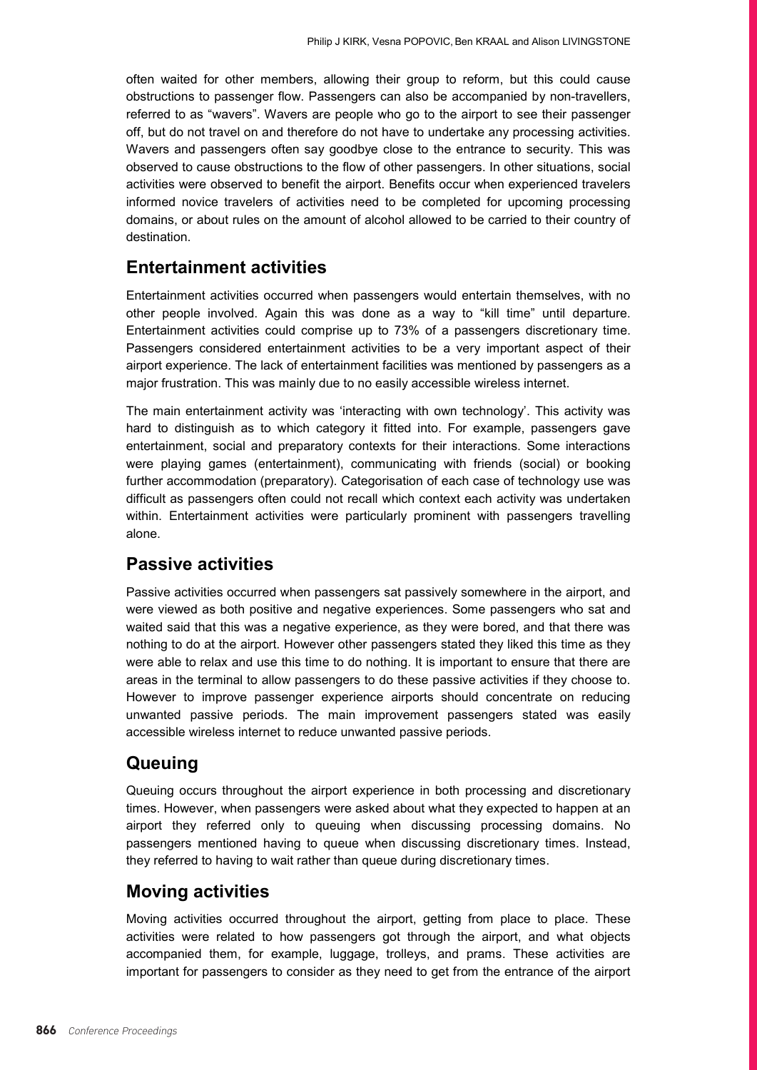often waited for other members, allowing their group to reform, but this could cause obstructions to passenger flow. Passengers can also be accompanied by non-travellers, referred to as "wavers". Wavers are people who go to the airport to see their passenger off, but do not travel on and therefore do not have to undertake any processing activities. Wavers and passengers often say goodbye close to the entrance to security. This was observed to cause obstructions to the flow of other passengers. In other situations, social activities were observed to benefit the airport. Benefits occur when experienced travelers informed novice travelers of activities need to be completed for upcoming processing domains, or about rules on the amount of alcohol allowed to be carried to their country of destination.

## Entertainment activities

Entertainment activities occurred when passengers would entertain themselves, with no other people involved. Again this was done as a way to "kill time" until departure. Entertainment activities could comprise up to 73% of a passengers discretionary time. Passengers considered entertainment activities to be a very important aspect of their airport experience. The lack of entertainment facilities was mentioned by passengers as a major frustration. This was mainly due to no easily accessible wireless internet.

The main entertainment activity was 'interacting with own technology'. This activity was hard to distinguish as to which category it fitted into. For example, passengers gave entertainment, social and preparatory contexts for their interactions. Some interactions were playing games (entertainment), communicating with friends (social) or booking further accommodation (preparatory). Categorisation of each case of technology use was difficult as passengers often could not recall which context each activity was undertaken within. Entertainment activities were particularly prominent with passengers travelling alone.

## Passive activities

Passive activities occurred when passengers sat passively somewhere in the airport, and were viewed as both positive and negative experiences. Some passengers who sat and waited said that this was a negative experience, as they were bored, and that there was nothing to do at the airport. However other passengers stated they liked this time as they were able to relax and use this time to do nothing. It is important to ensure that there are areas in the terminal to allow passengers to do these passive activities if they choose to. However to improve passenger experience airports should concentrate on reducing unwanted passive periods. The main improvement passengers stated was easily accessible wireless internet to reduce unwanted passive periods.

## Queuing

Queuing occurs throughout the airport experience in both processing and discretionary times. However, when passengers were asked about what they expected to happen at an airport they referred only to queuing when discussing processing domains. No passengers mentioned having to queue when discussing discretionary times. Instead, they referred to having to wait rather than queue during discretionary times.

## Moving activities

Moving activities occurred throughout the airport, getting from place to place. These activities were related to how passengers got through the airport, and what objects accompanied them, for example, luggage, trolleys, and prams. These activities are important for passengers to consider as they need to get from the entrance of the airport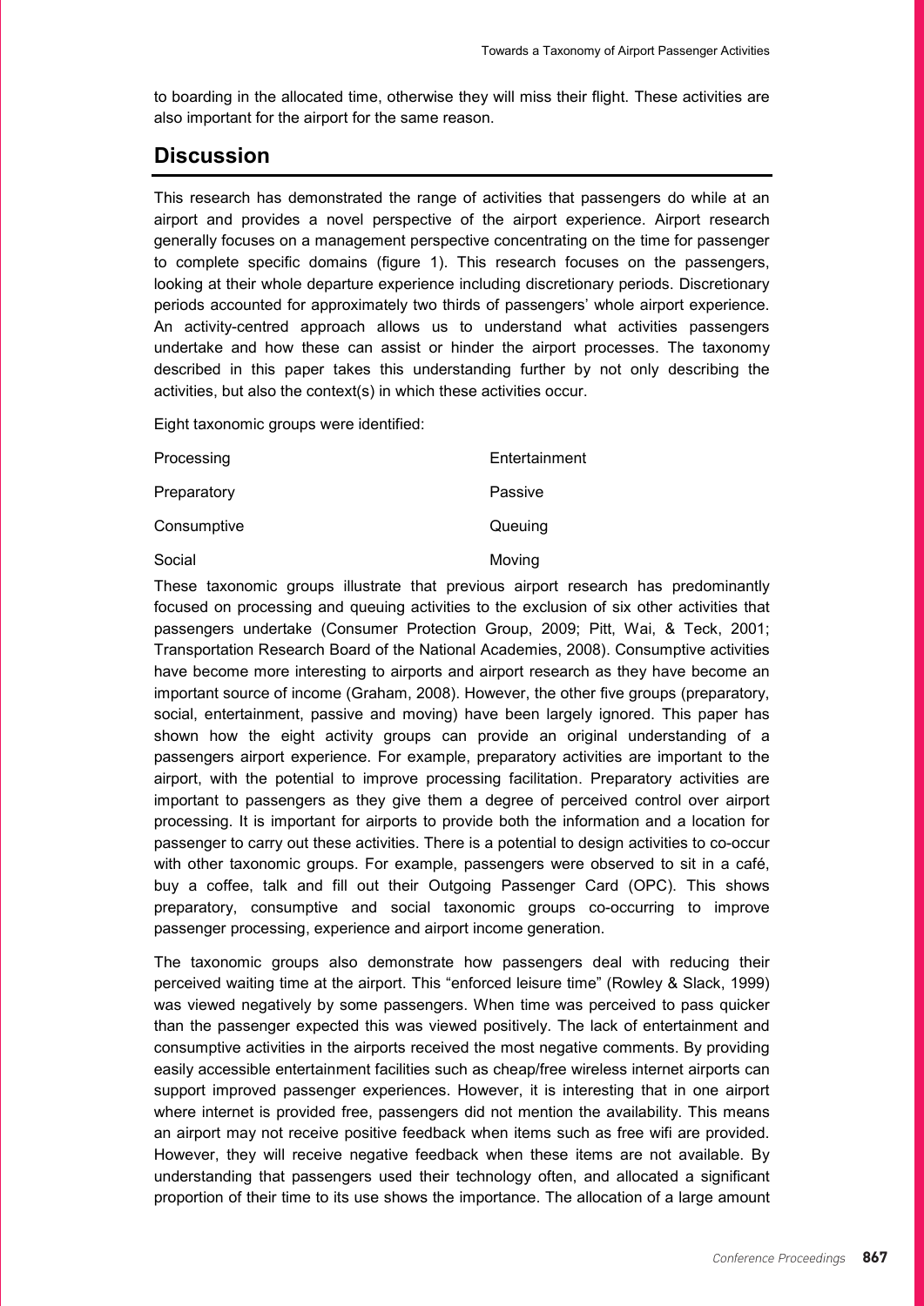to boarding in the allocated time, otherwise they will miss their flight. These activities are also important for the airport for the same reason.

## Discussion

This research has demonstrated the range of activities that passengers do while at an airport and provides a novel perspective of the airport experience. Airport research generally focuses on a management perspective concentrating on the time for passenger to complete specific domains (figure 1). This research focuses on the passengers, looking at their whole departure experience including discretionary periods. Discretionary periods accounted for approximately two thirds of passengers' whole airport experience. An activity-centred approach allows us to understand what activities passengers undertake and how these can assist or hinder the airport processes. The taxonomy described in this paper takes this understanding further by not only describing the activities, but also the context(s) in which these activities occur.

Eight taxonomic groups were identified:

| | |
|---|---|
| Processing | Entertainment |
| Preparatory | Passive |
| Consumptive | Queuing |
| Social | Moving |

These taxonomic groups illustrate that previous airport research has predominantly focused on processing and queuing activities to the exclusion of six other activities that passengers undertake (Consumer Protection Group, 2009; Pitt, Wai, & Teck, 2001; Transportation Research Board of the National Academies, 2008). Consumptive activities have become more interesting to airports and airport research as they have become an important source of income (Graham, 2008). However, the other five groups (preparatory, social, entertainment, passive and moving) have been largely ignored. This paper has shown how the eight activity groups can provide an original understanding of a passengers airport experience. For example, preparatory activities are important to the airport, with the potential to improve processing facilitation. Preparatory activities are important to passengers as they give them a degree of perceived control over airport processing. It is important for airports to provide both the information and a location for passenger to carry out these activities. There is a potential to design activities to co-occur with other taxonomic groups. For example, passengers were observed to sit in a café, buy a coffee, talk and fill out their Outgoing Passenger Card (OPC). This shows preparatory, consumptive and social taxonomic groups co-occurring to improve passenger processing, experience and airport income generation.

The taxonomic groups also demonstrate how passengers deal with reducing their perceived waiting time at the airport. This "enforced leisure time" (Rowley & Slack, 1999) was viewed negatively by some passengers. When time was perceived to pass quicker than the passenger expected this was viewed positively. The lack of entertainment and consumptive activities in the airports received the most negative comments. By providing easily accessible entertainment facilities such as cheap/free wireless internet airports can support improved passenger experiences. However, it is interesting that in one airport where internet is provided free, passengers did not mention the availability. This means an airport may not receive positive feedback when items such as free wifi are provided. However, they will receive negative feedback when these items are not available. By understanding that passengers used their technology often, and allocated a significant proportion of their time to its use shows the importance. The allocation of a large amount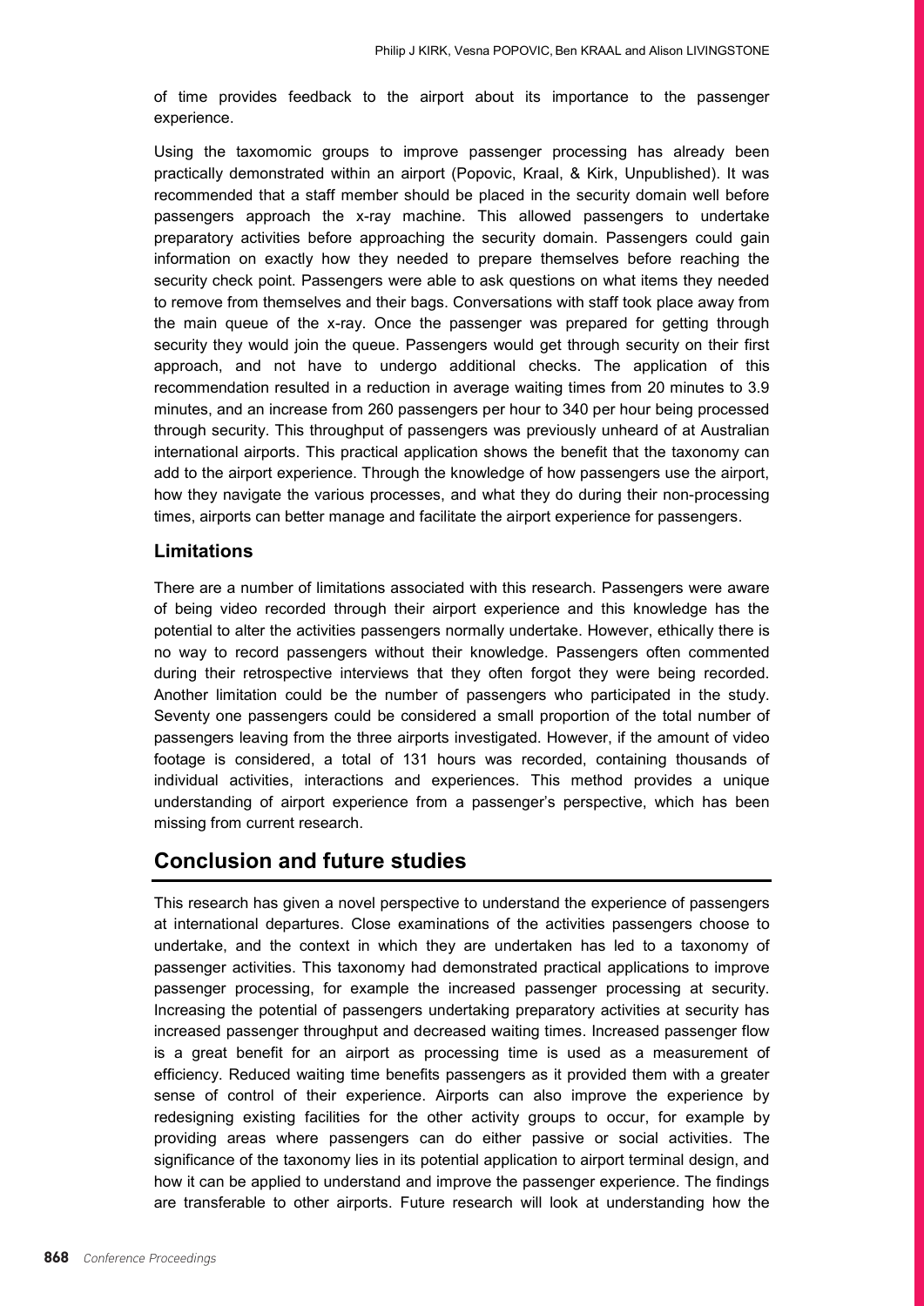of time provides feedback to the airport about its importance to the passenger experience.

Using the taxomomic groups to improve passenger processing has already been practically demonstrated within an airport (Popovic, Kraal, & Kirk, Unpublished). It was recommended that a staff member should be placed in the security domain well before passengers approach the x-ray machine. This allowed passengers to undertake preparatory activities before approaching the security domain. Passengers could gain information on exactly how they needed to prepare themselves before reaching the security check point. Passengers were able to ask questions on what items they needed to remove from themselves and their bags. Conversations with staff took place away from the main queue of the x-ray. Once the passenger was prepared for getting through security they would join the queue. Passengers would get through security on their first approach, and not have to undergo additional checks. The application of this recommendation resulted in a reduction in average waiting times from 20 minutes to 3.9 minutes, and an increase from 260 passengers per hour to 340 per hour being processed through security. This throughput of passengers was previously unheard of at Australian international airports. This practical application shows the benefit that the taxonomy can add to the airport experience. Through the knowledge of how passengers use the airport, how they navigate the various processes, and what they do during their non-processing times, airports can better manage and facilitate the airport experience for passengers.

### Limitations

There are a number of limitations associated with this research. Passengers were aware of being video recorded through their airport experience and this knowledge has the potential to alter the activities passengers normally undertake. However, ethically there is no way to record passengers without their knowledge. Passengers often commented during their retrospective interviews that they often forgot they were being recorded. Another limitation could be the number of passengers who participated in the study. Seventy one passengers could be considered a small proportion of the total number of passengers leaving from the three airports investigated. However, if the amount of video footage is considered, a total of 131 hours was recorded, containing thousands of individual activities, interactions and experiences. This method provides a unique understanding of airport experience from a passenger's perspective, which has been missing from current research.

## Conclusion and future studies

This research has given a novel perspective to understand the experience of passengers at international departures. Close examinations of the activities passengers choose to undertake, and the context in which they are undertaken has led to a taxonomy of passenger activities. This taxonomy had demonstrated practical applications to improve passenger processing, for example the increased passenger processing at security. Increasing the potential of passengers undertaking preparatory activities at security has increased passenger throughput and decreased waiting times. Increased passenger flow is a great benefit for an airport as processing time is used as a measurement of efficiency. Reduced waiting time benefits passengers as it provided them with a greater sense of control of their experience. Airports can also improve the experience by redesigning existing facilities for the other activity groups to occur, for example by providing areas where passengers can do either passive or social activities. The significance of the taxonomy lies in its potential application to airport terminal design, and how it can be applied to understand and improve the passenger experience. The findings are transferable to other airports. Future research will look at understanding how the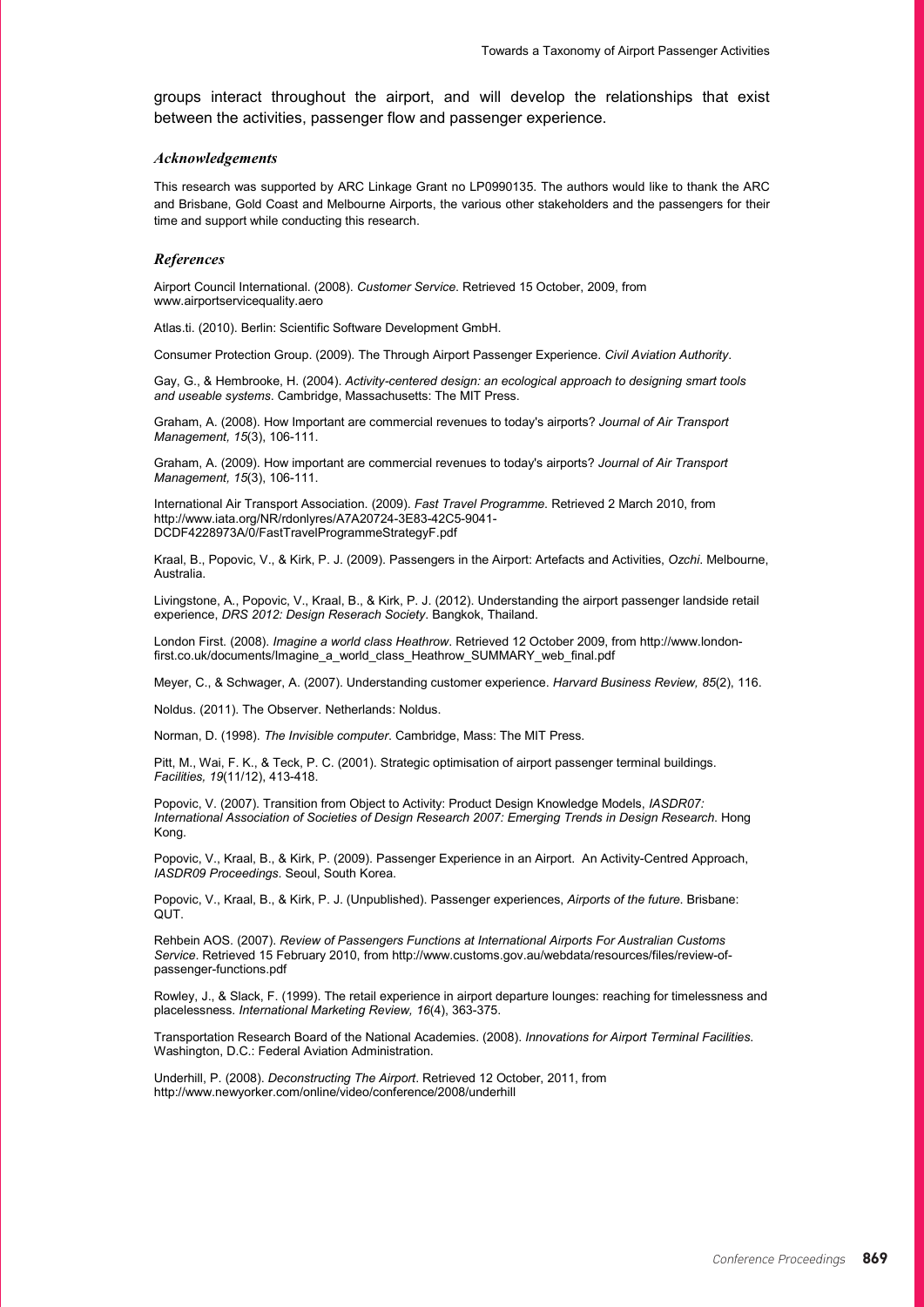groups interact throughout the airport, and will develop the relationships that exist between the activities, passenger flow and passenger experience.

### *Acknowledgements*

This research was supported by ARC Linkage Grant no LP0990135. The authors would like to thank the ARC and Brisbane, Gold Coast and Melbourne Airports, the various other stakeholders and the passengers for their time and support while conducting this research.

### *References*

Airport Council International. (2008). *Customer Service*. Retrieved 15 October, 2009, from www.airportservicequality.aero

Atlas.ti. (2010). Berlin: Scientific Software Development GmbH.

Consumer Protection Group. (2009). The Through Airport Passenger Experience. *Civil Aviation Authority*.

Gay, G., & Hembrooke, H. (2004). *Activity-centered design: an ecological approach to designing smart tools and useable systems*. Cambridge, Massachusetts: The MIT Press.

Graham, A. (2008). How Important are commercial revenues to today's airports? *Journal of Air Transport Management, 15*(3), 106-111.

Graham, A. (2009). How important are commercial revenues to today's airports? *Journal of Air Transport Management, 15*(3), 106-111.

International Air Transport Association. (2009). *Fast Travel Programme*. Retrieved 2 March 2010, from http://www.iata.org/NR/rdonlyres/A7A20724-3E83-42C5-9041-DCDF4228973A/0/FastTravelProgrammeStrategyF.pdf

Kraal, B., Popovic, V., & Kirk, P. J. (2009). Passengers in the Airport: Artefacts and Activities, *Ozchi*. Melbourne, Australia.

Livingstone, A., Popovic, V., Kraal, B., & Kirk, P. J. (2012). Understanding the airport passenger landside retail experience, *DRS 2012: Design Reserach Society*. Bangkok, Thailand.

London First. (2008). *Imagine a world class Heathrow*. Retrieved 12 October 2009, from http://www.london-first.co.uk/documents/Imagine_a_world_class_Heathrow_SUMMARY_web_final.pdf

Meyer, C., & Schwager, A. (2007). Understanding customer experience. *Harvard Business Review, 85*(2), 116.

Noldus. (2011). The Observer. Netherlands: Noldus.

Norman, D. (1998). *The Invisible computer*. Cambridge, Mass: The MIT Press.

Pitt, M., Wai, F. K., & Teck, P. C. (2001). Strategic optimisation of airport passenger terminal buildings. *Facilities, 19*(11/12), 413-418.

Popovic, V. (2007). Transition from Object to Activity: Product Design Knowledge Models, *IASDR07: International Association of Societies of Design Research 2007: Emerging Trends in Design Research*. Hong Kong.

Popovic, V., Kraal, B., & Kirk, P. (2009). Passenger Experience in an Airport. An Activity-Centred Approach, *IASDR09 Proceedings*. Seoul, South Korea.

Popovic, V., Kraal, B., & Kirk, P. J. (Unpublished). Passenger experiences, *Airports of the future*. Brisbane: QUT.

Rehbein AOS. (2007). *Review of Passengers Functions at International Airports For Australian Customs Service*. Retrieved 15 February 2010, from http://www.customs.gov.au/webdata/resources/files/review-of-passenger-functions.pdf

Rowley, J., & Slack, F. (1999). The retail experience in airport departure lounges: reaching for timelessness and placelessness. *International Marketing Review, 16*(4), 363-375.

Transportation Research Board of the National Academies. (2008). *Innovations for Airport Terminal Facilities*. Washington, D.C.: Federal Aviation Administration.

Underhill, P. (2008). *Deconstructing The Airport*. Retrieved 12 October, 2011, from http://www.newyorker.com/online/video/conference/2008/underhill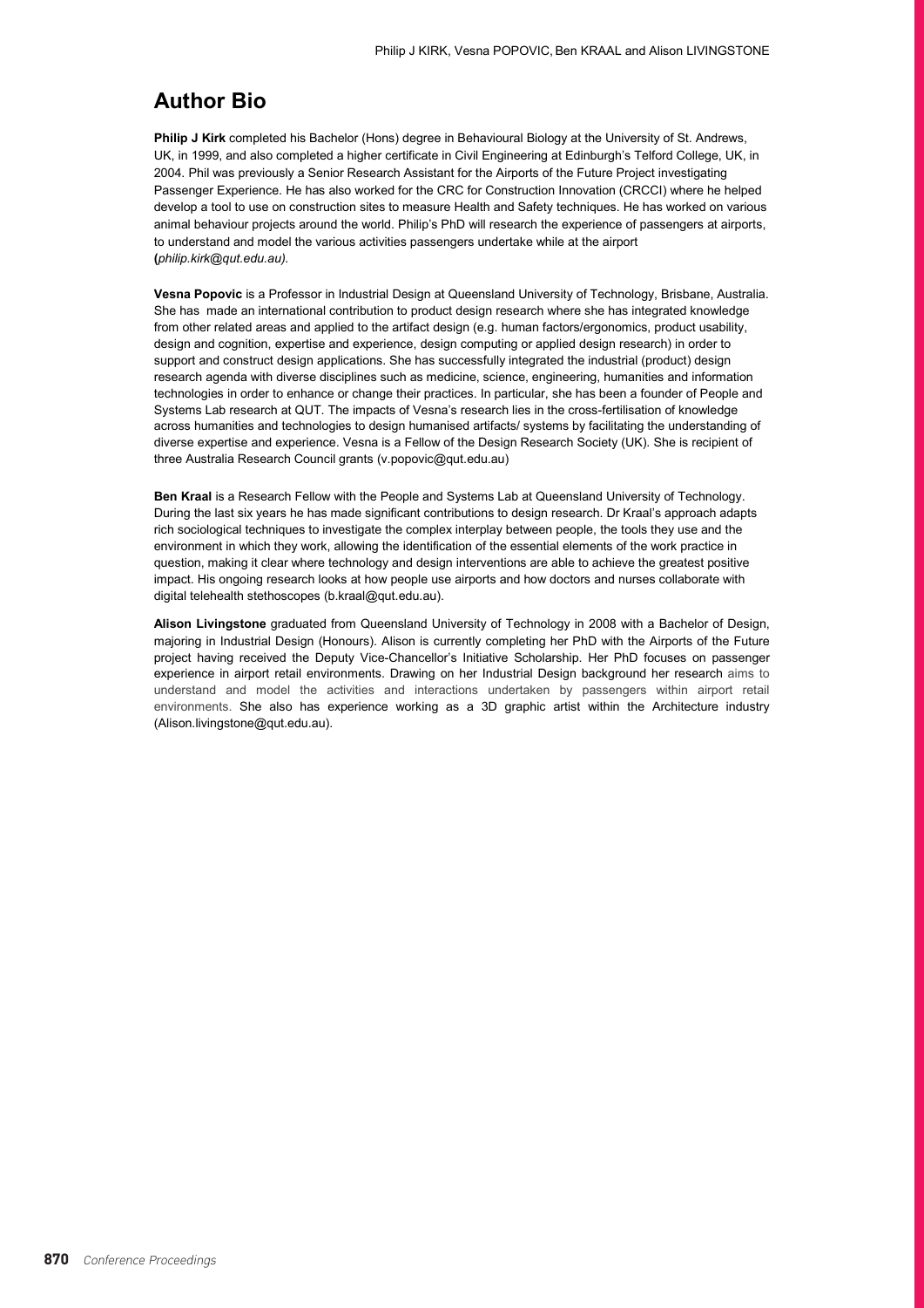# Author Bio

**Philip J Kirk** completed his Bachelor (Hons) degree in Behavioural Biology at the University of St. Andrews, UK, in 1999, and also completed a higher certificate in Civil Engineering at Edinburgh's Telford College, UK, in 2004. Phil was previously a Senior Research Assistant for the Airports of the Future Project investigating Passenger Experience. He has also worked for the CRC for Construction Innovation (CRCCI) where he helped develop a tool to use on construction sites to measure Health and Safety techniques. He has worked on various animal behaviour projects around the world. Philip's PhD will research the experience of passengers at airports, to understand and model the various activities passengers undertake while at the airport (*philip.kirk@qut.edu.au).*

**Vesna Popovic** is a Professor in Industrial Design at Queensland University of Technology, Brisbane, Australia. She has made an international contribution to product design research where she has integrated knowledge from other related areas and applied to the artifact design (e.g. human factors/ergonomics, product usability, design and cognition, expertise and experience, design computing or applied design research) in order to support and construct design applications. She has successfully integrated the industrial (product) design research agenda with diverse disciplines such as medicine, science, engineering, humanities and information technologies in order to enhance or change their practices. In particular, she has been a founder of People and Systems Lab research at QUT. The impacts of Vesna's research lies in the cross-fertilisation of knowledge across humanities and technologies to design humanised artifacts/ systems by facilitating the understanding of diverse expertise and experience. Vesna is a Fellow of the Design Research Society (UK). She is recipient of three Australia Research Council grants (v.popovic@qut.edu.au)

**Ben Kraal** is a Research Fellow with the People and Systems Lab at Queensland University of Technology. During the last six years he has made significant contributions to design research. Dr Kraal's approach adapts rich sociological techniques to investigate the complex interplay between people, the tools they use and the environment in which they work, allowing the identification of the essential elements of the work practice in question, making it clear where technology and design interventions are able to achieve the greatest positive impact. His ongoing research looks at how people use airports and how doctors and nurses collaborate with digital telehealth stethoscopes (b.kraal@qut.edu.au).

**Alison Livingstone** graduated from Queensland University of Technology in 2008 with a Bachelor of Design, majoring in Industrial Design (Honours). Alison is currently completing her PhD with the Airports of the Future project having received the Deputy Vice-Chancellor's Initiative Scholarship. Her PhD focuses on passenger experience in airport retail environments. Drawing on her Industrial Design background her research aims to understand and model the activities and interactions undertaken by passengers within airport retail environments. She also has experience working as a 3D graphic artist within the Architecture industry (Alison.livingstone@qut.edu.au).